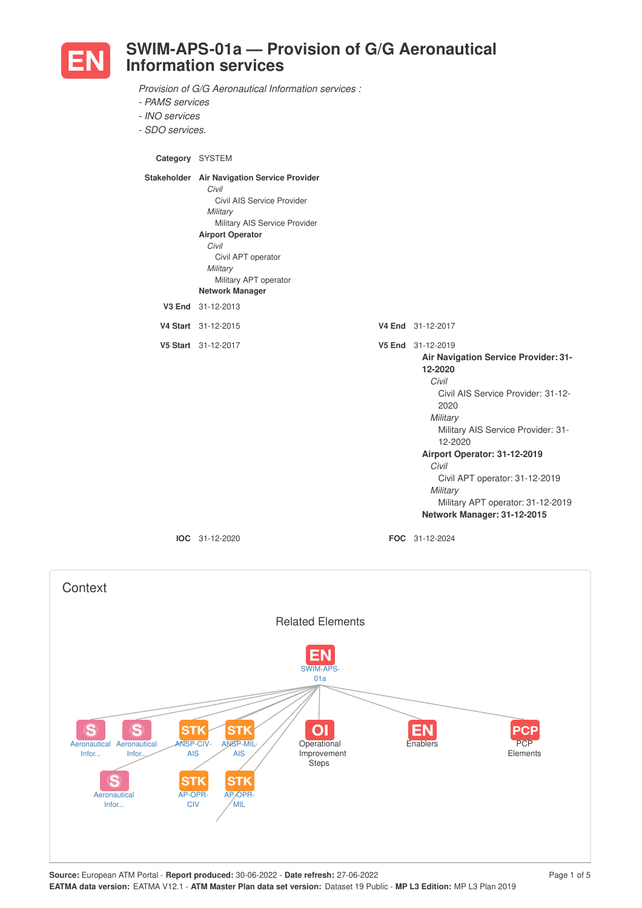# SWIM-APS-01a — Provision of G/G Aeronautical Information services

*Provision of G/G Aeronautical Information services :*
*- PAMS services*
*- INO services*
*- SDO services.*

**Category** SYSTEM

**Stakeholder**
**Air Navigation Service Provider**
*Civil*
Civil AIS Service Provider
*Military*
Military AIS Service Provider
**Airport Operator**
*Civil*
Civil APT operator
*Military*
Military APT operator
**Network Manager**

**V3 End** 31-12-2013

**V4 Start** 31-12-2015

**V4 End** 31-12-2017

**V5 Start** 31-12-2017

**V5 End** 31-12-2019
**Air Navigation Service Provider: 31-12-2020**
*Civil*
Civil AIS Service Provider: 31-12-2020
*Military*
Military AIS Service Provider: 31-12-2020
**Airport Operator: 31-12-2019**
*Civil*
Civil APT operator: 31-12-2019
*Military*
Military APT operator: 31-12-2019
**Network Manager: 31-12-2015**

**IOC** 31-12-2020

**FOC** 31-12-2024

## Context

### Related Elements

EN SWIM-APS-01a

- S Aeronautical Infor...
- S Aeronautical Infor...
- S Aeronautical Infor...
- STK ANSP-CIV-AIS
- STK ANSP-MIL-AIS
- STK AP-OPR-CIV
- STK AP-OPR-MIL
- OI Operational Improvement Steps
- EN Enablers
- PCP PCP Elements

**Source:** European ATM Portal - **Report produced:** 30-06-2022 - **Date refresh:** 27-06-2022
**EATMA data version:** EATMA V12.1 - **ATM Master Plan data set version:** Dataset 19 Public - **MP L3 Edition:** MP L3 Plan 2019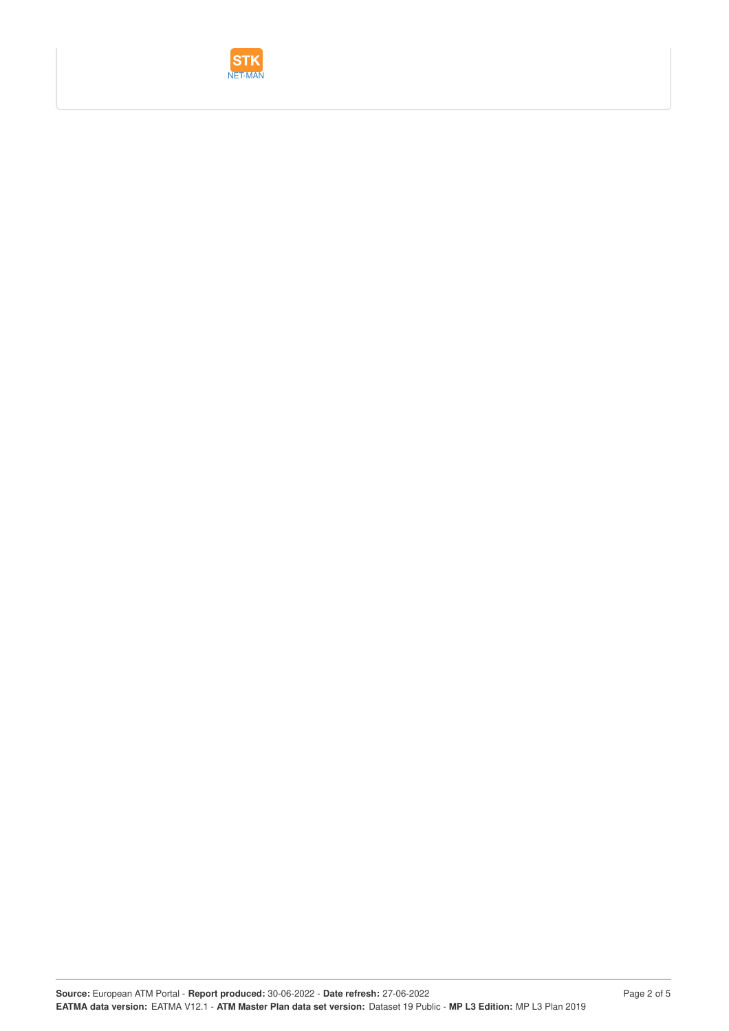STK

NET-MAN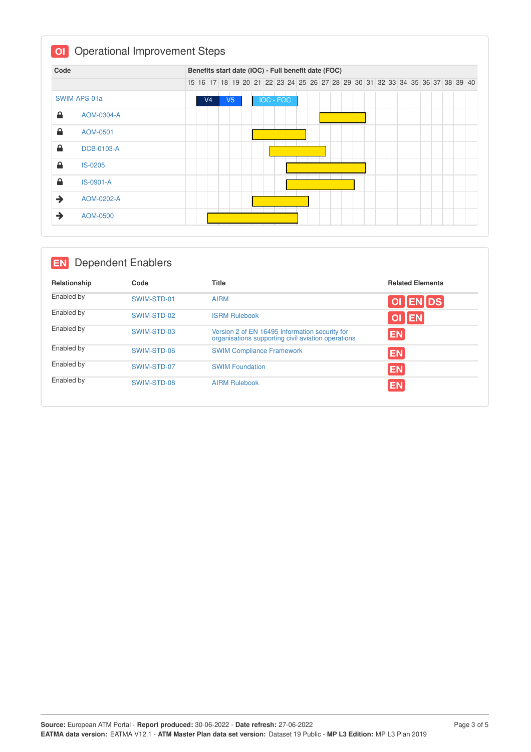## OI Operational Improvement Steps

| Code | Benefits start date (IOC) - Full benefit date (FOC) |
| --- | --- |
| SWIM-APS-01a | V4 (16–17), V5 (18–19), IOC - FOC (21–24) |
| AOM-0304-A | 27–30 |
| AOM-0501 | 21–25 |
| DCB-0103-A | 22–26 |
| IS-0205 | 24–30 |
| IS-0901-A | 24–29 |
| AOM-0202-A | 21–25 |
| AOM-0500 | 17–24 |

## EN Dependent Enablers

| Relationship | Code | Title | Related Elements |
| --- | --- | --- | --- |
| Enabled by | SWIM-STD-01 | AIRM | OI EN DS |
| Enabled by | SWIM-STD-02 | ISRM Rulebook | OI EN |
| Enabled by | SWIM-STD-03 | Version 2 of EN 16495 Information security for organisations supporting civil aviation operations | EN |
| Enabled by | SWIM-STD-06 | SWIM Compliance Framework | EN |
| Enabled by | SWIM-STD-07 | SWIM Foundation | EN |
| Enabled by | SWIM-STD-08 | AIRM Rulebook | EN |

**Source:** European ATM Portal - **Report produced:** 30-06-2022 - **Date refresh:** 27-06-2022
**EATMA data version:** EATMA V12.1 - **ATM Master Plan data set version:** Dataset 19 Public - **MP L3 Edition:** MP L3 Plan 2019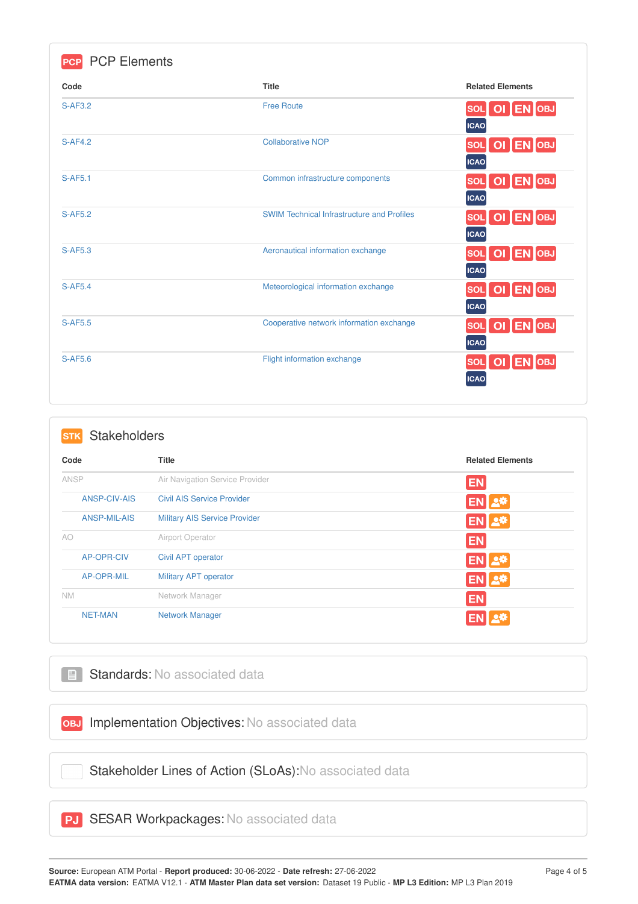## PCP Elements

| Code | Title | Related Elements |
|---|---|---|
| S-AF3.2 | Free Route | SOL OI EN OBJ ICAO |
| S-AF4.2 | Collaborative NOP | SOL OI EN OBJ ICAO |
| S-AF5.1 | Common infrastructure components | SOL OI EN OBJ ICAO |
| S-AF5.2 | SWIM Technical Infrastructure and Profiles | SOL OI EN OBJ ICAO |
| S-AF5.3 | Aeronautical information exchange | SOL OI EN OBJ ICAO |
| S-AF5.4 | Meteorological information exchange | SOL OI EN OBJ ICAO |
| S-AF5.5 | Cooperative network information exchange | SOL OI EN OBJ ICAO |
| S-AF5.6 | Flight information exchange | SOL OI EN OBJ ICAO |

## Stakeholders

| Code | Title | Related Elements |
|---|---|---|
| ANSP | Air Navigation Service Provider | EN |
| ANSP-CIV-AIS | Civil AIS Service Provider | EN |
| ANSP-MIL-AIS | Military AIS Service Provider | EN |
| AO | Airport Operator | EN |
| AP-OPR-CIV | Civil APT operator | EN |
| AP-OPR-MIL | Military APT operator | EN |
| NM | Network Manager | EN |
| NET-MAN | Network Manager | EN |

## Standards: No associated data

## Implementation Objectives: No associated data

## Stakeholder Lines of Action (SLoAs): No associated data

## SESAR Workpackages: No associated data

**Source:** European ATM Portal - **Report produced:** 30-06-2022 - **Date refresh:** 27-06-2022
**EATMA data version:** EATMA V12.1 - **ATM Master Plan data set version:** Dataset 19 Public - **MP L3 Edition:** MP L3 Plan 2019